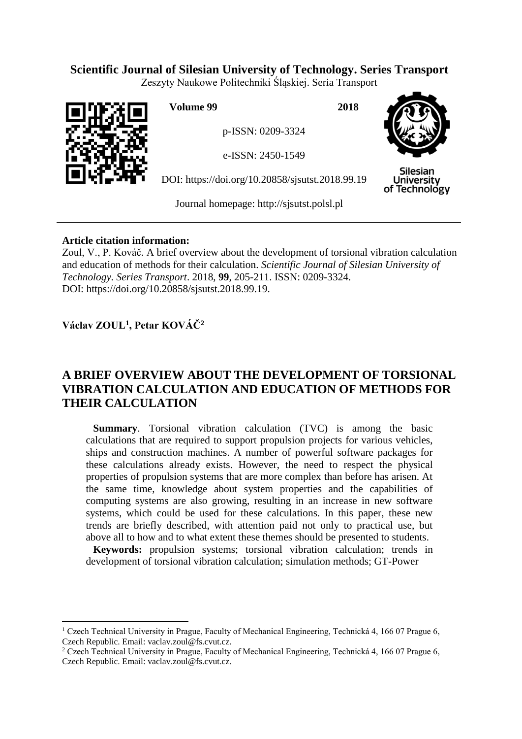**Scientific Journal of Silesian University of Technology. Series Transport**

Zeszyty Naukowe Politechniki Śląskiej. Seria Transport

**Volume 99** **2018**

p-ISSN: 0209-3324

e-ISSN: 2450-1549

DOI: https://doi.org/10.20858/sjsutst.2018.99.19

Journal homepage: http://sjsutst.polsl.pl

**Article citation information:**

Zoul, V., P. Kováč. A brief overview about the development of torsional vibration calculation and education of methods for their calculation. *Scientific Journal of Silesian University of Technology. Series Transport*. 2018, **99**, 205-211. ISSN: 0209-3324. DOI: https://doi.org/10.20858/sjsutst.2018.99.19.

**Václav ZOUL[1], Petar KOVÁČ[2]**

# A BRIEF OVERVIEW ABOUT THE DEVELOPMENT OF TORSIONAL VIBRATION CALCULATION AND EDUCATION OF METHODS FOR THEIR CALCULATION

**Summary**. Torsional vibration calculation (TVC) is among the basic calculations that are required to support propulsion projects for various vehicles, ships and construction machines. A number of powerful software packages for these calculations already exists. However, the need to respect the physical properties of propulsion systems that are more complex than before has arisen. At the same time, knowledge about system properties and the capabilities of computing systems are also growing, resulting in an increase in new software systems, which could be used for these calculations. In this paper, these new trends are briefly described, with attention paid not only to practical use, but above all to how and to what extent these themes should be presented to students.

**Keywords:** propulsion systems; torsional vibration calculation; trends in development of torsional vibration calculation; simulation methods; GT-Power

---

[1] Czech Technical University in Prague, Faculty of Mechanical Engineering, Technická 4, 166 07 Prague 6, Czech Republic. Email: vaclav.zoul@fs.cvut.cz.

[2] Czech Technical University in Prague, Faculty of Mechanical Engineering, Technická 4, 166 07 Prague 6, Czech Republic. Email: vaclav.zoul@fs.cvut.cz.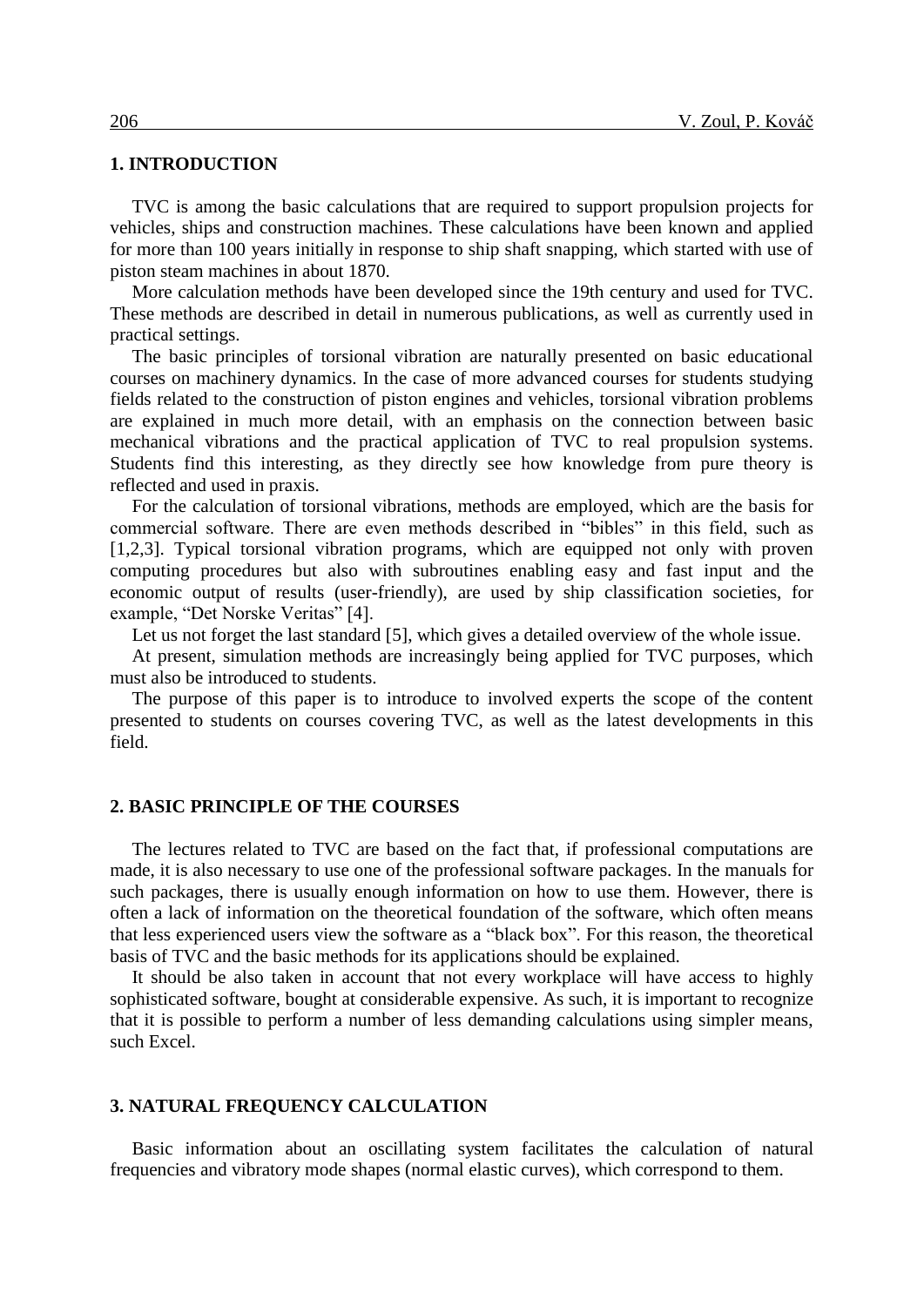## 1. INTRODUCTION

TVC is among the basic calculations that are required to support propulsion projects for vehicles, ships and construction machines. These calculations have been known and applied for more than 100 years initially in response to ship shaft snapping, which started with use of piston steam machines in about 1870.

More calculation methods have been developed since the 19th century and used for TVC. These methods are described in detail in numerous publications, as well as currently used in practical settings.

The basic principles of torsional vibration are naturally presented on basic educational courses on machinery dynamics. In the case of more advanced courses for students studying fields related to the construction of piston engines and vehicles, torsional vibration problems are explained in much more detail, with an emphasis on the connection between basic mechanical vibrations and the practical application of TVC to real propulsion systems. Students find this interesting, as they directly see how knowledge from pure theory is reflected and used in praxis.

For the calculation of torsional vibrations, methods are employed, which are the basis for commercial software. There are even methods described in "bibles" in this field, such as [1,2,3]. Typical torsional vibration programs, which are equipped not only with proven computing procedures but also with subroutines enabling easy and fast input and the economic output of results (user-friendly), are used by ship classification societies, for example, "Det Norske Veritas" [4].

Let us not forget the last standard [5], which gives a detailed overview of the whole issue.

At present, simulation methods are increasingly being applied for TVC purposes, which must also be introduced to students.

The purpose of this paper is to introduce to involved experts the scope of the content presented to students on courses covering TVC, as well as the latest developments in this field.

## 2. BASIC PRINCIPLE OF THE COURSES

The lectures related to TVC are based on the fact that, if professional computations are made, it is also necessary to use one of the professional software packages. In the manuals for such packages, there is usually enough information on how to use them. However, there is often a lack of information on the theoretical foundation of the software, which often means that less experienced users view the software as a "black box". For this reason, the theoretical basis of TVC and the basic methods for its applications should be explained.

It should be also taken in account that not every workplace will have access to highly sophisticated software, bought at considerable expensive. As such, it is important to recognize that it is possible to perform a number of less demanding calculations using simpler means, such Excel.

## 3. NATURAL FREQUENCY CALCULATION

Basic information about an oscillating system facilitates the calculation of natural frequencies and vibratory mode shapes (normal elastic curves), which correspond to them.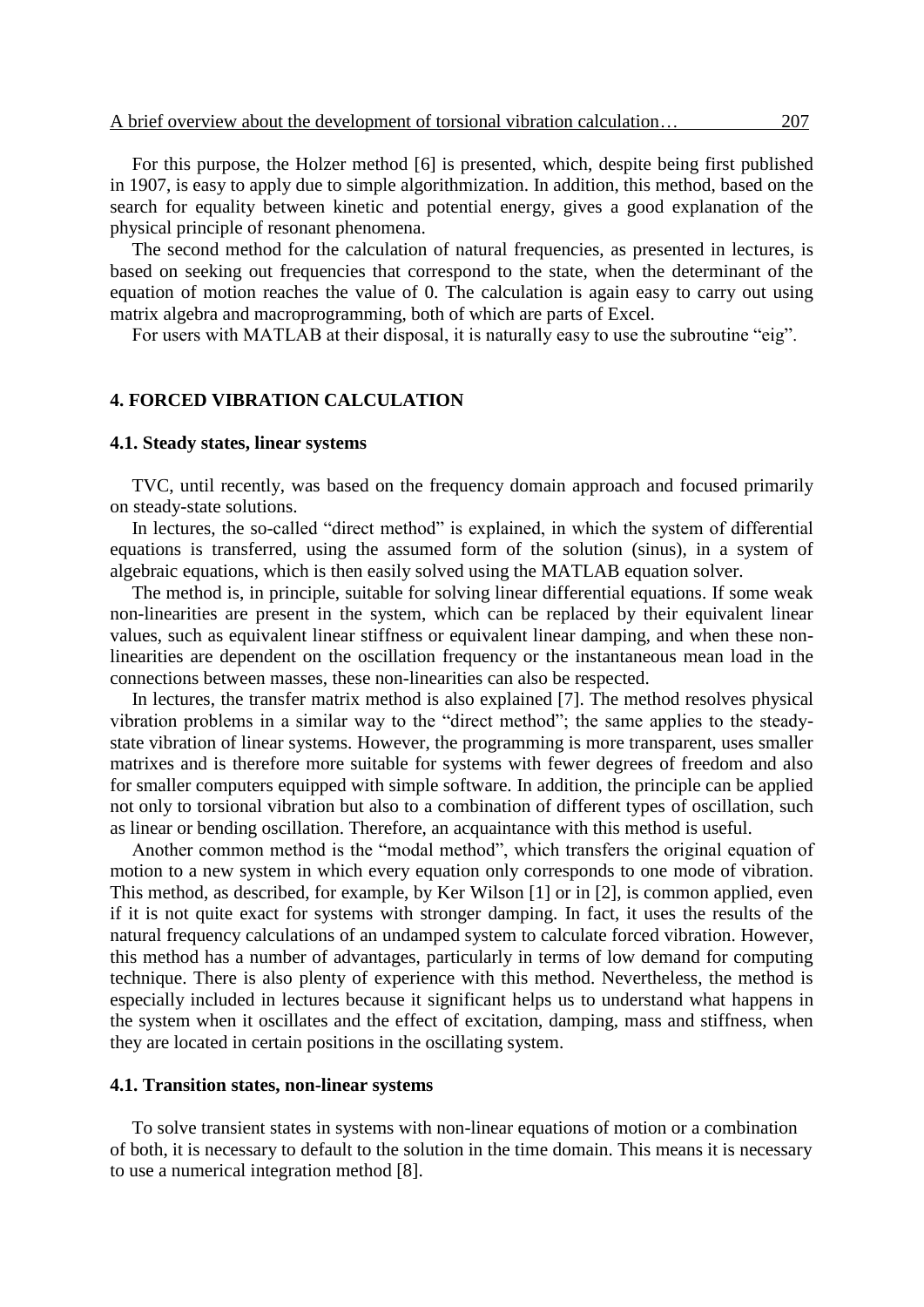For this purpose, the Holzer method [6] is presented, which, despite being first published in 1907, is easy to apply due to simple algorithmization. In addition, this method, based on the search for equality between kinetic and potential energy, gives a good explanation of the physical principle of resonant phenomena.

The second method for the calculation of natural frequencies, as presented in lectures, is based on seeking out frequencies that correspond to the state, when the determinant of the equation of motion reaches the value of 0. The calculation is again easy to carry out using matrix algebra and macroprogramming, both of which are parts of Excel.

For users with MATLAB at their disposal, it is naturally easy to use the subroutine "eig".

## 4. FORCED VIBRATION CALCULATION

### 4.1. Steady states, linear systems

TVC, until recently, was based on the frequency domain approach and focused primarily on steady-state solutions.

In lectures, the so-called "direct method" is explained, in which the system of differential equations is transferred, using the assumed form of the solution (sinus), in a system of algebraic equations, which is then easily solved using the MATLAB equation solver.

The method is, in principle, suitable for solving linear differential equations. If some weak non-linearities are present in the system, which can be replaced by their equivalent linear values, such as equivalent linear stiffness or equivalent linear damping, and when these non-linearities are dependent on the oscillation frequency or the instantaneous mean load in the connections between masses, these non-linearities can also be respected.

In lectures, the transfer matrix method is also explained [7]. The method resolves physical vibration problems in a similar way to the "direct method"; the same applies to the steady-state vibration of linear systems. However, the programming is more transparent, uses smaller matrixes and is therefore more suitable for systems with fewer degrees of freedom and also for smaller computers equipped with simple software. In addition, the principle can be applied not only to torsional vibration but also to a combination of different types of oscillation, such as linear or bending oscillation. Therefore, an acquaintance with this method is useful.

Another common method is the "modal method", which transfers the original equation of motion to a new system in which every equation only corresponds to one mode of vibration. This method, as described, for example, by Ker Wilson [1] or in [2], is common applied, even if it is not quite exact for systems with stronger damping. In fact, it uses the results of the natural frequency calculations of an undamped system to calculate forced vibration. However, this method has a number of advantages, particularly in terms of low demand for computing technique. There is also plenty of experience with this method. Nevertheless, the method is especially included in lectures because it significant helps us to understand what happens in the system when it oscillates and the effect of excitation, damping, mass and stiffness, when they are located in certain positions in the oscillating system.

### 4.1. Transition states, non-linear systems

To solve transient states in systems with non-linear equations of motion or a combination of both, it is necessary to default to the solution in the time domain. This means it is necessary to use a numerical integration method [8].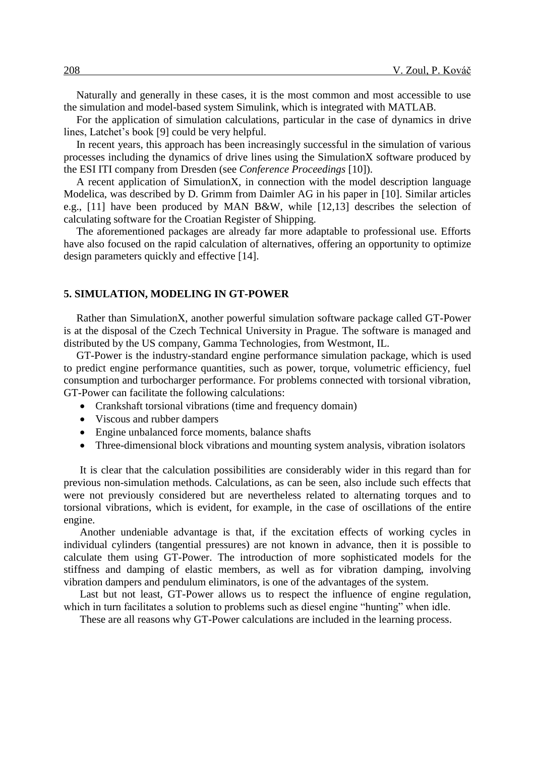Naturally and generally in these cases, it is the most common and most accessible to use the simulation and model-based system Simulink, which is integrated with MATLAB.

For the application of simulation calculations, particular in the case of dynamics in drive lines, Latchet's book [9] could be very helpful.

In recent years, this approach has been increasingly successful in the simulation of various processes including the dynamics of drive lines using the SimulationX software produced by the ESI ITI company from Dresden (see *Conference Proceedings* [10]).

A recent application of SimulationX, in connection with the model description language Modelica, was described by D. Grimm from Daimler AG in his paper in [10]. Similar articles e.g., [11] have been produced by MAN B&W, while [12,13] describes the selection of calculating software for the Croatian Register of Shipping.

The aforementioned packages are already far more adaptable to professional use. Efforts have also focused on the rapid calculation of alternatives, offering an opportunity to optimize design parameters quickly and effective [14].

## 5. SIMULATION, MODELING IN GT-POWER

Rather than SimulationX, another powerful simulation software package called GT-Power is at the disposal of the Czech Technical University in Prague. The software is managed and distributed by the US company, Gamma Technologies, from Westmont, IL.

GT-Power is the industry-standard engine performance simulation package, which is used to predict engine performance quantities, such as power, torque, volumetric efficiency, fuel consumption and turbocharger performance. For problems connected with torsional vibration, GT-Power can facilitate the following calculations:

- Crankshaft torsional vibrations (time and frequency domain)
- Viscous and rubber dampers
- Engine unbalanced force moments, balance shafts
- Three-dimensional block vibrations and mounting system analysis, vibration isolators

It is clear that the calculation possibilities are considerably wider in this regard than for previous non-simulation methods. Calculations, as can be seen, also include such effects that were not previously considered but are nevertheless related to alternating torques and to torsional vibrations, which is evident, for example, in the case of oscillations of the entire engine.

Another undeniable advantage is that, if the excitation effects of working cycles in individual cylinders (tangential pressures) are not known in advance, then it is possible to calculate them using GT-Power. The introduction of more sophisticated models for the stiffness and damping of elastic members, as well as for vibration damping, involving vibration dampers and pendulum eliminators, is one of the advantages of the system.

Last but not least, GT-Power allows us to respect the influence of engine regulation, which in turn facilitates a solution to problems such as diesel engine "hunting" when idle.

These are all reasons why GT-Power calculations are included in the learning process.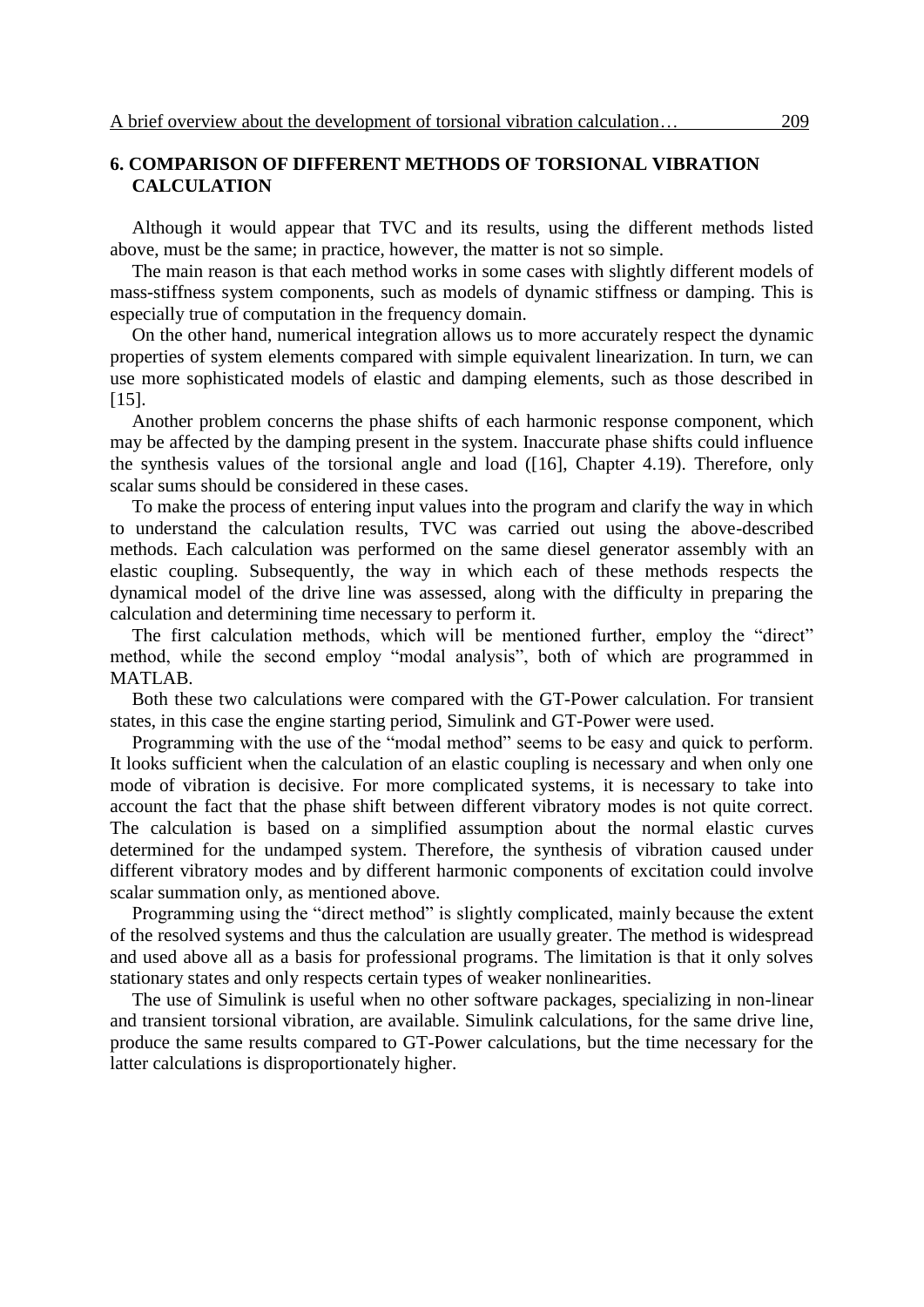## 6. COMPARISON OF DIFFERENT METHODS OF TORSIONAL VIBRATION CALCULATION

Although it would appear that TVC and its results, using the different methods listed above, must be the same; in practice, however, the matter is not so simple.

The main reason is that each method works in some cases with slightly different models of mass-stiffness system components, such as models of dynamic stiffness or damping. This is especially true of computation in the frequency domain.

On the other hand, numerical integration allows us to more accurately respect the dynamic properties of system elements compared with simple equivalent linearization. In turn, we can use more sophisticated models of elastic and damping elements, such as those described in [15].

Another problem concerns the phase shifts of each harmonic response component, which may be affected by the damping present in the system. Inaccurate phase shifts could influence the synthesis values of the torsional angle and load ([16], Chapter 4.19). Therefore, only scalar sums should be considered in these cases.

To make the process of entering input values into the program and clarify the way in which to understand the calculation results, TVC was carried out using the above-described methods. Each calculation was performed on the same diesel generator assembly with an elastic coupling. Subsequently, the way in which each of these methods respects the dynamical model of the drive line was assessed, along with the difficulty in preparing the calculation and determining time necessary to perform it.

The first calculation methods, which will be mentioned further, employ the "direct" method, while the second employ "modal analysis", both of which are programmed in MATLAB.

Both these two calculations were compared with the GT-Power calculation. For transient states, in this case the engine starting period, Simulink and GT-Power were used.

Programming with the use of the "modal method" seems to be easy and quick to perform. It looks sufficient when the calculation of an elastic coupling is necessary and when only one mode of vibration is decisive. For more complicated systems, it is necessary to take into account the fact that the phase shift between different vibratory modes is not quite correct. The calculation is based on a simplified assumption about the normal elastic curves determined for the undamped system. Therefore, the synthesis of vibration caused under different vibratory modes and by different harmonic components of excitation could involve scalar summation only, as mentioned above.

Programming using the "direct method" is slightly complicated, mainly because the extent of the resolved systems and thus the calculation are usually greater. The method is widespread and used above all as a basis for professional programs. The limitation is that it only solves stationary states and only respects certain types of weaker nonlinearities.

The use of Simulink is useful when no other software packages, specializing in non-linear and transient torsional vibration, are available. Simulink calculations, for the same drive line, produce the same results compared to GT-Power calculations, but the time necessary for the latter calculations is disproportionately higher.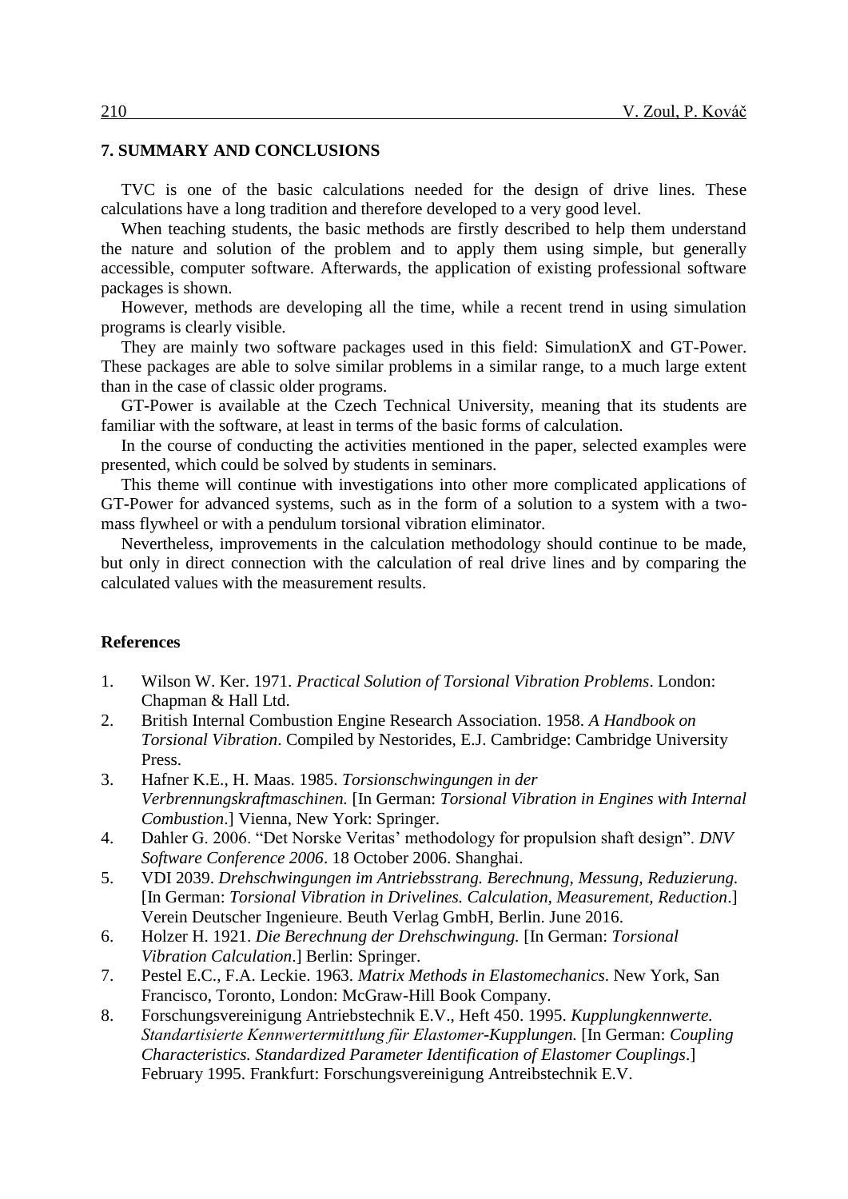## 7. SUMMARY AND CONCLUSIONS

TVC is one of the basic calculations needed for the design of drive lines. These calculations have a long tradition and therefore developed to a very good level.

When teaching students, the basic methods are firstly described to help them understand the nature and solution of the problem and to apply them using simple, but generally accessible, computer software. Afterwards, the application of existing professional software packages is shown.

However, methods are developing all the time, while a recent trend in using simulation programs is clearly visible.

They are mainly two software packages used in this field: SimulationX and GT-Power. These packages are able to solve similar problems in a similar range, to a much large extent than in the case of classic older programs.

GT-Power is available at the Czech Technical University, meaning that its students are familiar with the software, at least in terms of the basic forms of calculation.

In the course of conducting the activities mentioned in the paper, selected examples were presented, which could be solved by students in seminars.

This theme will continue with investigations into other more complicated applications of GT-Power for advanced systems, such as in the form of a solution to a system with a two-mass flywheel or with a pendulum torsional vibration eliminator.

Nevertheless, improvements in the calculation methodology should continue to be made, but only in direct connection with the calculation of real drive lines and by comparing the calculated values with the measurement results.

### References

1. Wilson W. Ker. 1971. *Practical Solution of Torsional Vibration Problems*. London: Chapman & Hall Ltd.
2. British Internal Combustion Engine Research Association. 1958. *A Handbook on Torsional Vibration*. Compiled by Nestorides, E.J. Cambridge: Cambridge University Press.
3. Hafner K.E., H. Maas. 1985. *Torsionschwingungen in der Verbrennungskraftmaschinen.* [In German: *Torsional Vibration in Engines with Internal Combustion*.] Vienna, New York: Springer.
4. Dahler G. 2006. "Det Norske Veritas' methodology for propulsion shaft design". *DNV Software Conference 2006*. 18 October 2006. Shanghai.
5. VDI 2039. *Drehschwingungen im Antriebsstrang. Berechnung, Messung, Reduzierung.* [In German: *Torsional Vibration in Drivelines. Calculation, Measurement, Reduction*.] Verein Deutscher Ingenieure. Beuth Verlag GmbH, Berlin. June 2016.
6. Holzer H. 1921. *Die Berechnung der Drehschwingung.* [In German: *Torsional Vibration Calculation*.] Berlin: Springer.
7. Pestel E.C., F.A. Leckie. 1963. *Matrix Methods in Elastomechanics*. New York, San Francisco, Toronto, London: McGraw-Hill Book Company.
8. Forschungsvereinigung Antriebstechnik E.V., Heft 450. 1995. *Kupplungkennwerte. Standartisierte Kennwertermittlung für Elastomer-Kupplungen.* [In German: *Coupling Characteristics. Standardized Parameter Identification of Elastomer Couplings*.] February 1995. Frankfurt: Forschungsvereinigung Antreibstechnik E.V.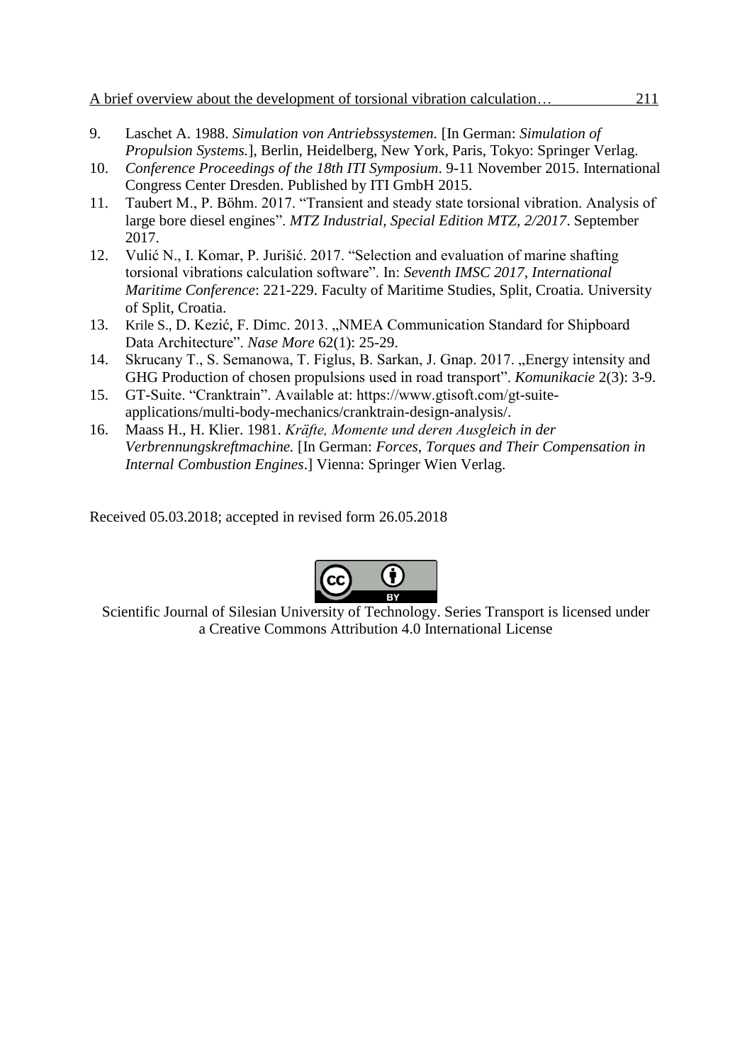9. Laschet A. 1988. *Simulation von Antriebssystemen.* [In German: *Simulation of Propulsion Systems.*], Berlin, Heidelberg, New York, Paris, Tokyo: Springer Verlag.
10. *Conference Proceedings of the 18th ITI Symposium*. 9-11 November 2015. International Congress Center Dresden. Published by ITI GmbH 2015.
11. Taubert M., P. Böhm. 2017. "Transient and steady state torsional vibration. Analysis of large bore diesel engines". *MTZ Industrial, Special Edition MTZ, 2/2017*. September 2017.
12. Vulić N., I. Komar, P. Jurišić. 2017. "Selection and evaluation of marine shafting torsional vibrations calculation software". In: *Seventh IMSC 2017, International Maritime Conference*: 221-229. Faculty of Maritime Studies, Split, Croatia. University of Split, Croatia.
13. Krile S., D. Kezić, F. Dimc. 2013. „NMEA Communication Standard for Shipboard Data Architecture". *Nase More* 62(1): 25-29.
14. Skrucany T., S. Semanowa, T. Figlus, B. Sarkan, J. Gnap. 2017. „Energy intensity and GHG Production of chosen propulsions used in road transport". *Komunikacie* 2(3): 3-9.
15. GT-Suite. "Cranktrain". Available at: https://www.gtisoft.com/gt-suite-applications/multi-body-mechanics/cranktrain-design-analysis/.
16. Maass H., H. Klier. 1981. *Kräfte, Momente und deren Ausgleich in der Verbrennungskreftmachine.* [In German: *Forces, Torques and Their Compensation in Internal Combustion Engines*.] Vienna: Springer Wien Verlag.

Received 05.03.2018; accepted in revised form 26.05.2018

Scientific Journal of Silesian University of Technology. Series Transport is licensed under a Creative Commons Attribution 4.0 International License